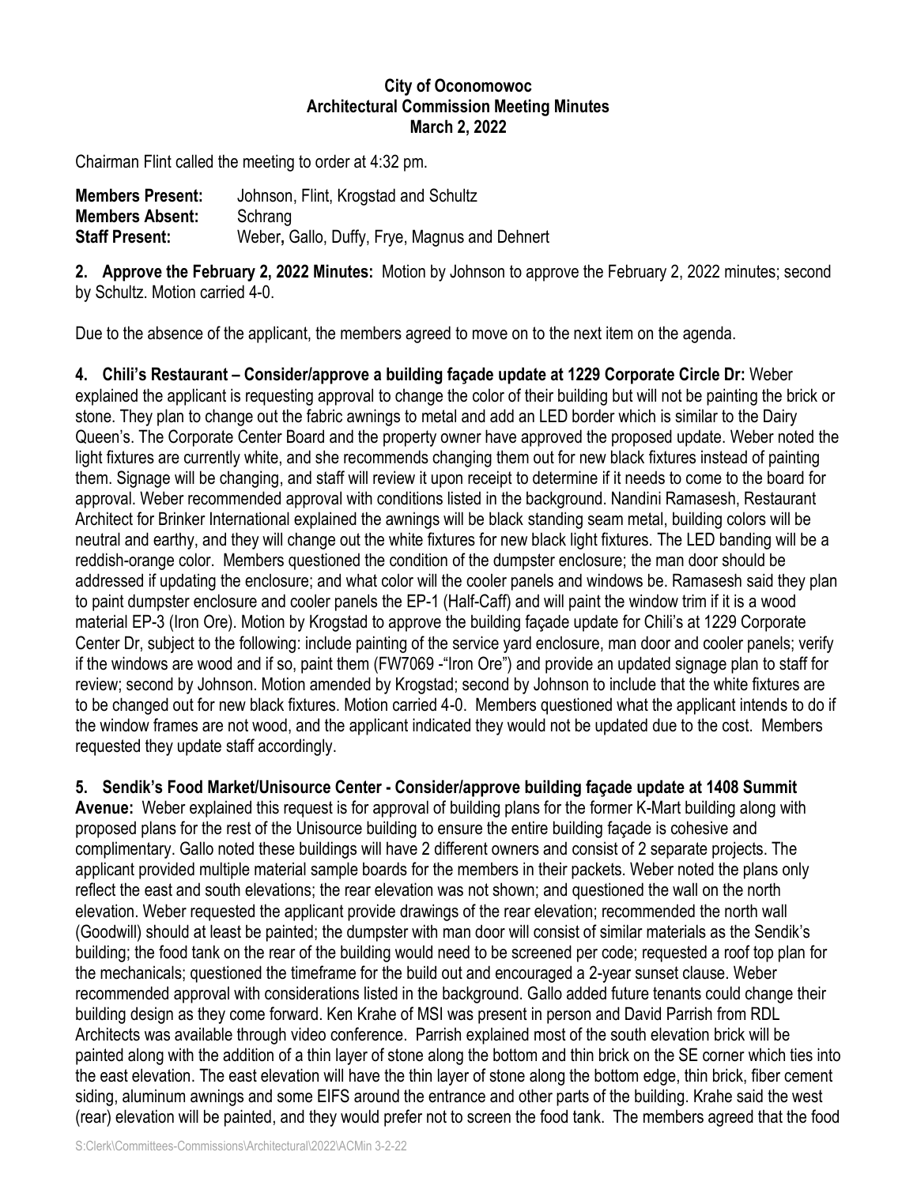**City of Oconomowoc**
**Architectural Commission Meeting Minutes**
**March 2, 2022**

Chairman Flint called the meeting to order at 4:32 pm.

**Members Present:** Johnson, Flint, Krogstad and Schultz
**Members Absent:** Schrang
**Staff Present:** Weber**,** Gallo, Duffy, Frye, Magnus and Dehnert

**2. Approve the February 2, 2022 Minutes:** Motion by Johnson to approve the February 2, 2022 minutes; second by Schultz. Motion carried 4-0.

Due to the absence of the applicant, the members agreed to move on to the next item on the agenda.

**4. Chili's Restaurant – Consider/approve a building façade update at 1229 Corporate Circle Dr:** Weber explained the applicant is requesting approval to change the color of their building but will not be painting the brick or stone. They plan to change out the fabric awnings to metal and add an LED border which is similar to the Dairy Queen's. The Corporate Center Board and the property owner have approved the proposed update. Weber noted the light fixtures are currently white, and she recommends changing them out for new black fixtures instead of painting them. Signage will be changing, and staff will review it upon receipt to determine if it needs to come to the board for approval. Weber recommended approval with conditions listed in the background. Nandini Ramasesh, Restaurant Architect for Brinker International explained the awnings will be black standing seam metal, building colors will be neutral and earthy, and they will change out the white fixtures for new black light fixtures. The LED banding will be a reddish-orange color. Members questioned the condition of the dumpster enclosure; the man door should be addressed if updating the enclosure; and what color will the cooler panels and windows be. Ramasesh said they plan to paint dumpster enclosure and cooler panels the EP-1 (Half-Caff) and will paint the window trim if it is a wood material EP-3 (Iron Ore). Motion by Krogstad to approve the building façade update for Chili's at 1229 Corporate Center Dr, subject to the following: include painting of the service yard enclosure, man door and cooler panels; verify if the windows are wood and if so, paint them (FW7069 -"Iron Ore") and provide an updated signage plan to staff for review; second by Johnson. Motion amended by Krogstad; second by Johnson to include that the white fixtures are to be changed out for new black fixtures. Motion carried 4-0. Members questioned what the applicant intends to do if the window frames are not wood, and the applicant indicated they would not be updated due to the cost. Members requested they update staff accordingly.

**5. Sendik's Food Market/Unisource Center - Consider/approve building façade update at 1408 Summit Avenue:** Weber explained this request is for approval of building plans for the former K-Mart building along with proposed plans for the rest of the Unisource building to ensure the entire building façade is cohesive and complimentary. Gallo noted these buildings will have 2 different owners and consist of 2 separate projects. The applicant provided multiple material sample boards for the members in their packets. Weber noted the plans only reflect the east and south elevations; the rear elevation was not shown; and questioned the wall on the north elevation. Weber requested the applicant provide drawings of the rear elevation; recommended the north wall (Goodwill) should at least be painted; the dumpster with man door will consist of similar materials as the Sendik's building; the food tank on the rear of the building would need to be screened per code; requested a roof top plan for the mechanicals; questioned the timeframe for the build out and encouraged a 2-year sunset clause. Weber recommended approval with considerations listed in the background. Gallo added future tenants could change their building design as they come forward. Ken Krahe of MSI was present in person and David Parrish from RDL Architects was available through video conference. Parrish explained most of the south elevation brick will be painted along with the addition of a thin layer of stone along the bottom and thin brick on the SE corner which ties into the east elevation. The east elevation will have the thin layer of stone along the bottom edge, thin brick, fiber cement siding, aluminum awnings and some EIFS around the entrance and other parts of the building. Krahe said the west (rear) elevation will be painted, and they would prefer not to screen the food tank. The members agreed that the food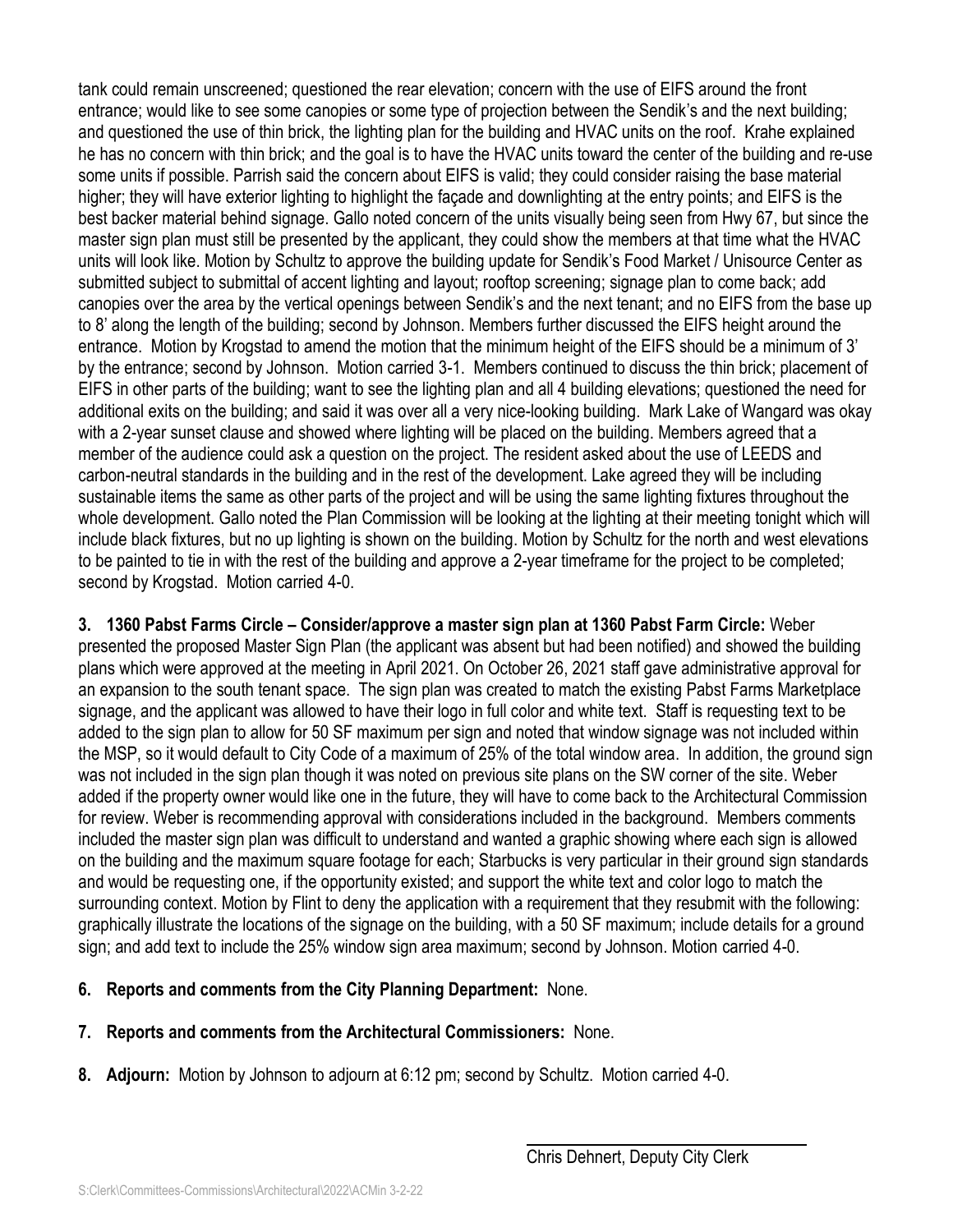tank could remain unscreened; questioned the rear elevation; concern with the use of EIFS around the front entrance; would like to see some canopies or some type of projection between the Sendik's and the next building; and questioned the use of thin brick, the lighting plan for the building and HVAC units on the roof. Krahe explained he has no concern with thin brick; and the goal is to have the HVAC units toward the center of the building and re-use some units if possible. Parrish said the concern about EIFS is valid; they could consider raising the base material higher; they will have exterior lighting to highlight the façade and downlighting at the entry points; and EIFS is the best backer material behind signage. Gallo noted concern of the units visually being seen from Hwy 67, but since the master sign plan must still be presented by the applicant, they could show the members at that time what the HVAC units will look like. Motion by Schultz to approve the building update for Sendik's Food Market / Unisource Center as submitted subject to submittal of accent lighting and layout; rooftop screening; signage plan to come back; add canopies over the area by the vertical openings between Sendik's and the next tenant; and no EIFS from the base up to 8' along the length of the building; second by Johnson. Members further discussed the EIFS height around the entrance. Motion by Krogstad to amend the motion that the minimum height of the EIFS should be a minimum of 3' by the entrance; second by Johnson. Motion carried 3-1. Members continued to discuss the thin brick; placement of EIFS in other parts of the building; want to see the lighting plan and all 4 building elevations; questioned the need for additional exits on the building; and said it was over all a very nice-looking building. Mark Lake of Wangard was okay with a 2-year sunset clause and showed where lighting will be placed on the building. Members agreed that a member of the audience could ask a question on the project. The resident asked about the use of LEEDS and carbon-neutral standards in the building and in the rest of the development. Lake agreed they will be including sustainable items the same as other parts of the project and will be using the same lighting fixtures throughout the whole development. Gallo noted the Plan Commission will be looking at the lighting at their meeting tonight which will include black fixtures, but no up lighting is shown on the building. Motion by Schultz for the north and west elevations to be painted to tie in with the rest of the building and approve a 2-year timeframe for the project to be completed; second by Krogstad. Motion carried 4-0.

**3. 1360 Pabst Farms Circle – Consider/approve a master sign plan at 1360 Pabst Farm Circle:** Weber presented the proposed Master Sign Plan (the applicant was absent but had been notified) and showed the building plans which were approved at the meeting in April 2021. On October 26, 2021 staff gave administrative approval for an expansion to the south tenant space. The sign plan was created to match the existing Pabst Farms Marketplace signage, and the applicant was allowed to have their logo in full color and white text. Staff is requesting text to be added to the sign plan to allow for 50 SF maximum per sign and noted that window signage was not included within the MSP, so it would default to City Code of a maximum of 25% of the total window area. In addition, the ground sign was not included in the sign plan though it was noted on previous site plans on the SW corner of the site. Weber added if the property owner would like one in the future, they will have to come back to the Architectural Commission for review. Weber is recommending approval with considerations included in the background. Members comments included the master sign plan was difficult to understand and wanted a graphic showing where each sign is allowed on the building and the maximum square footage for each; Starbucks is very particular in their ground sign standards and would be requesting one, if the opportunity existed; and support the white text and color logo to match the surrounding context. Motion by Flint to deny the application with a requirement that they resubmit with the following: graphically illustrate the locations of the signage on the building, with a 50 SF maximum; include details for a ground sign; and add text to include the 25% window sign area maximum; second by Johnson. Motion carried 4-0.

**6. Reports and comments from the City Planning Department:** None.

**7. Reports and comments from the Architectural Commissioners:** None.

**8. Adjourn:** Motion by Johnson to adjourn at 6:12 pm; second by Schultz. Motion carried 4-0.

Chris Dehnert, Deputy City Clerk

S:Clerk\Committees-Commissions\Architectural\2022\ACMin 3-2-22